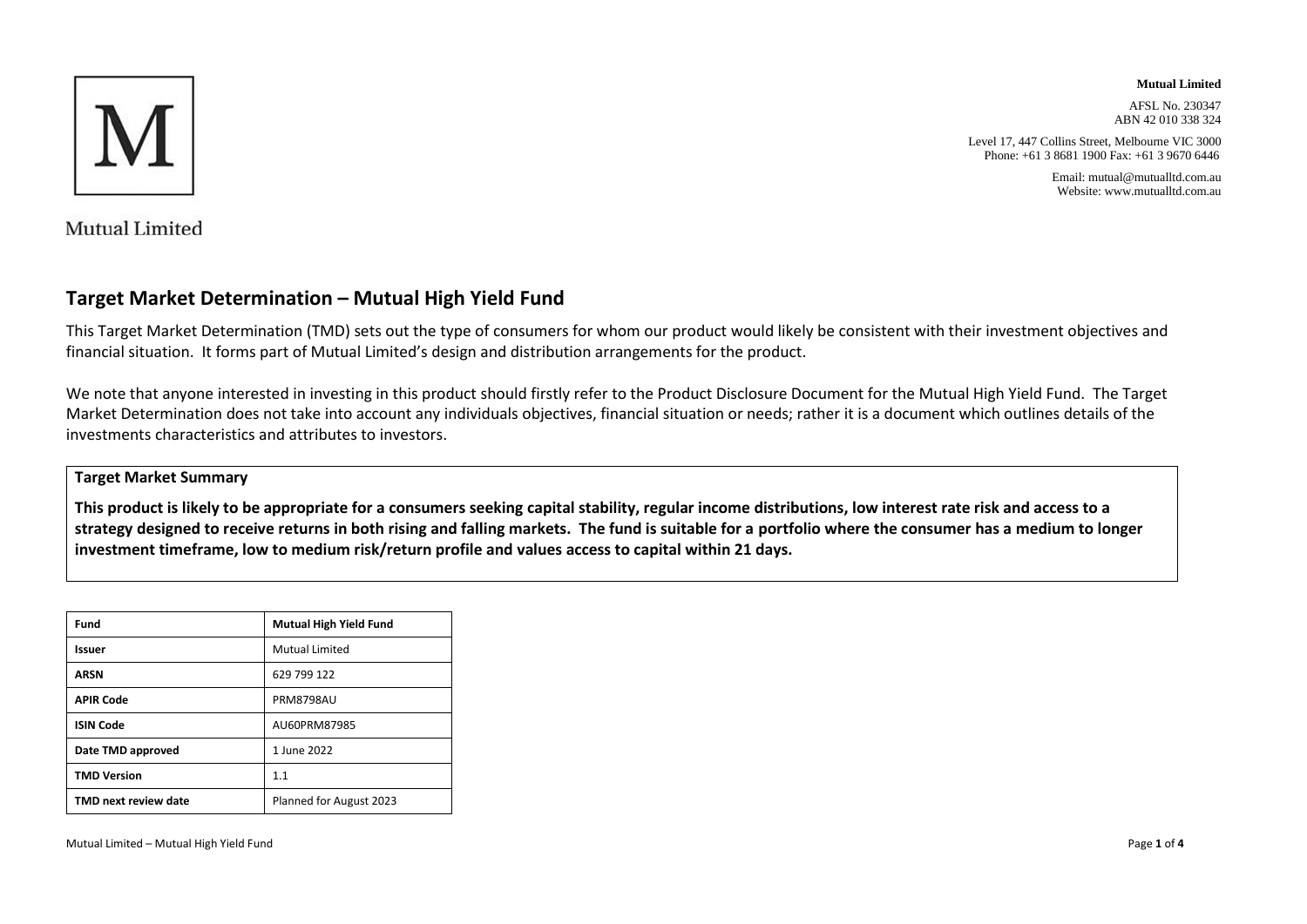Mutual Limited

**Mutual Limited**

AFSL No. 230347
ABN 42 010 338 324

Level 17, 447 Collins Street, Melbourne VIC 3000
Phone: +61 3 8681 1900 Fax: +61 3 9670 6446

Email: mutual@mutualltd.com.au
Website: www.mutualltd.com.au

# Target Market Determination – Mutual High Yield Fund

This Target Market Determination (TMD) sets out the type of consumers for whom our product would likely be consistent with their investment objectives and financial situation. It forms part of Mutual Limited's design and distribution arrangements for the product.

We note that anyone interested in investing in this product should firstly refer to the Product Disclosure Document for the Mutual High Yield Fund. The Target Market Determination does not take into account any individuals objectives, financial situation or needs; rather it is a document which outlines details of the investments characteristics and attributes to investors.

**Target Market Summary**

**This product is likely to be appropriate for a consumers seeking capital stability, regular income distributions, low interest rate risk and access to a strategy designed to receive returns in both rising and falling markets. The fund is suitable for a portfolio where the consumer has a medium to longer investment timeframe, low to medium risk/return profile and values access to capital within 21 days.**

| Fund | Mutual High Yield Fund |
|---|---|
| Issuer | Mutual Limited |
| ARSN | 629 799 122 |
| APIR Code | PRM8798AU |
| ISIN Code | AU60PRM87985 |
| Date TMD approved | 1 June 2022 |
| TMD Version | 1.1 |
| TMD next review date | Planned for August 2023 |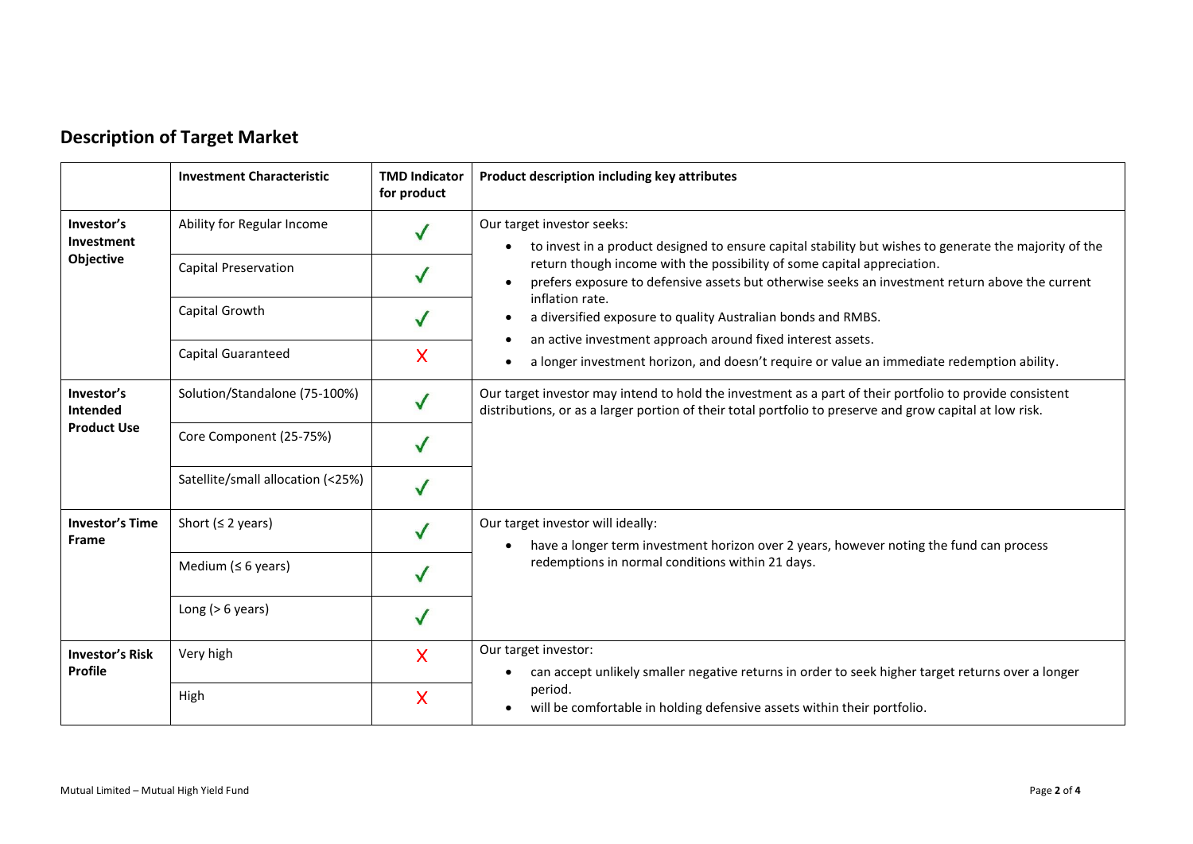## Description of Target Market

| | Investment Characteristic | TMD Indicator for product | Product description including key attributes |
|---|---|---|---|
| **Investor's Investment Objective** | Ability for Regular Income | ✓ | Our target investor seeks:<br>• to invest in a product designed to ensure capital stability but wishes to generate the majority of the return though income with the possibility of some capital appreciation.<br>• prefers exposure to defensive assets but otherwise seeks an investment return above the current inflation rate.<br>• a diversified exposure to quality Australian bonds and RMBS.<br>• an active investment approach around fixed interest assets.<br>• a longer investment horizon, and doesn't require or value an immediate redemption ability. |
| | Capital Preservation | ✓ | |
| | Capital Growth | ✓ | |
| | Capital Guaranteed | X | |
| **Investor's Intended Product Use** | Solution/Standalone (75-100%) | ✓ | Our target investor may intend to hold the investment as a part of their portfolio to provide consistent distributions, or as a larger portion of their total portfolio to preserve and grow capital at low risk. |
| | Core Component (25-75%) | ✓ | |
| | Satellite/small allocation (<25%) | ✓ | |
| **Investor's Time Frame** | Short (≤ 2 years) | ✓ | Our target investor will ideally:<br>• have a longer term investment horizon over 2 years, however noting the fund can process redemptions in normal conditions within 21 days. |
| | Medium (≤ 6 years) | ✓ | |
| | Long (> 6 years) | ✓ | |
| **Investor's Risk Profile** | Very high | X | Our target investor:<br>• can accept unlikely smaller negative returns in order to seek higher target returns over a longer period.<br>• will be comfortable in holding defensive assets within their portfolio. |
| | High | X | |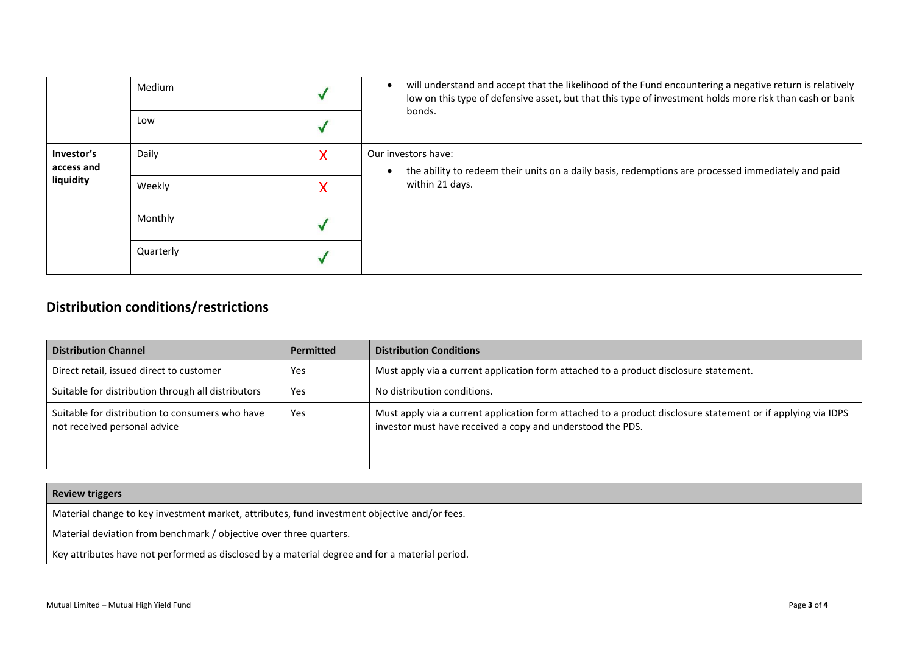| | | | |
|---|---|---|---|
| | Medium | ✓ | • will understand and accept that the likelihood of the Fund encountering a negative return is relatively low on this type of defensive asset, but that this type of investment holds more risk than cash or bank bonds. |
| | Low | ✓ | |
| **Investor's access and liquidity** | Daily | X | Our investors have:<br>• the ability to redeem their units on a daily basis, redemptions are processed immediately and paid within 21 days. |
| | Weekly | X | |
| | Monthly | ✓ | |
| | Quarterly | ✓ | |

## Distribution conditions/restrictions

| Distribution Channel | Permitted | Distribution Conditions |
|---|---|---|
| Direct retail, issued direct to customer | Yes | Must apply via a current application form attached to a product disclosure statement. |
| Suitable for distribution through all distributors | Yes | No distribution conditions. |
| Suitable for distribution to consumers who have not received personal advice | Yes | Must apply via a current application form attached to a product disclosure statement or if applying via IDPS investor must have received a copy and understood the PDS. |

| Review triggers |
|---|
| Material change to key investment market, attributes, fund investment objective and/or fees. |
| Material deviation from benchmark / objective over three quarters. |
| Key attributes have not performed as disclosed by a material degree and for a material period. |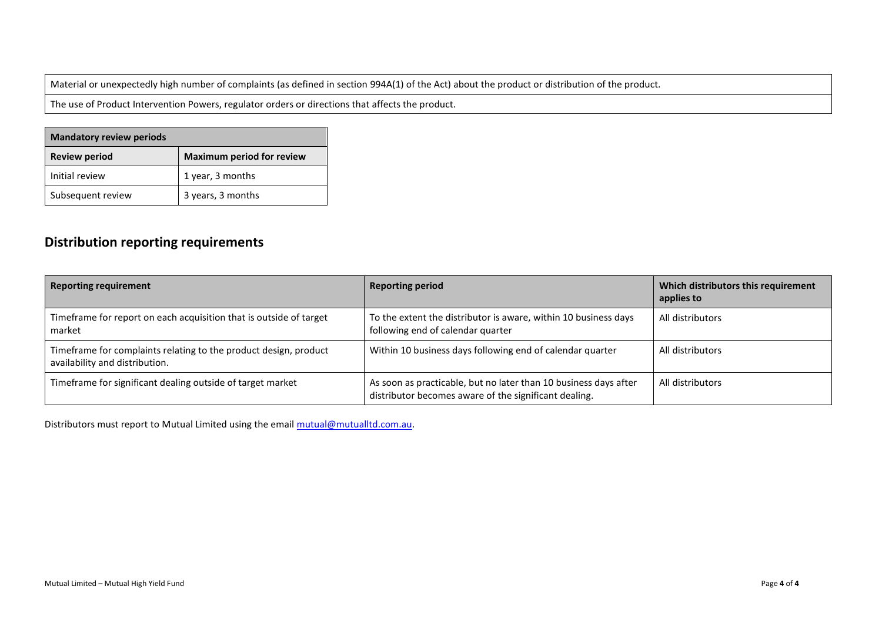| |
|---|
| Material or unexpectedly high number of complaints (as defined in section 994A(1) of the Act) about the product or distribution of the product. |
| The use of Product Intervention Powers, regulator orders or directions that affects the product. |

| **Mandatory review periods** | |
|---|---|
| **Review period** | **Maximum period for review** |
| Initial review | 1 year, 3 months |
| Subsequent review | 3 years, 3 months |

## Distribution reporting requirements

| Reporting requirement | Reporting period | Which distributors this requirement applies to |
|---|---|---|
| Timeframe for report on each acquisition that is outside of target market | To the extent the distributor is aware, within 10 business days following end of calendar quarter | All distributors |
| Timeframe for complaints relating to the product design, product availability and distribution. | Within 10 business days following end of calendar quarter | All distributors |
| Timeframe for significant dealing outside of target market | As soon as practicable, but no later than 10 business days after distributor becomes aware of the significant dealing. | All distributors |

Distributors must report to Mutual Limited using the email mutual@mutualltd.com.au.